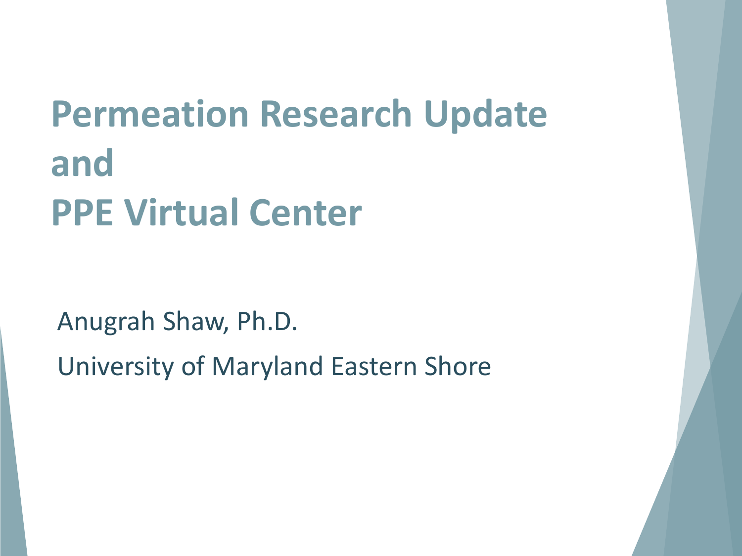# Permeation Research Update and PPE Virtual Center

Anugrah Shaw, Ph.D.

University of Maryland Eastern Shore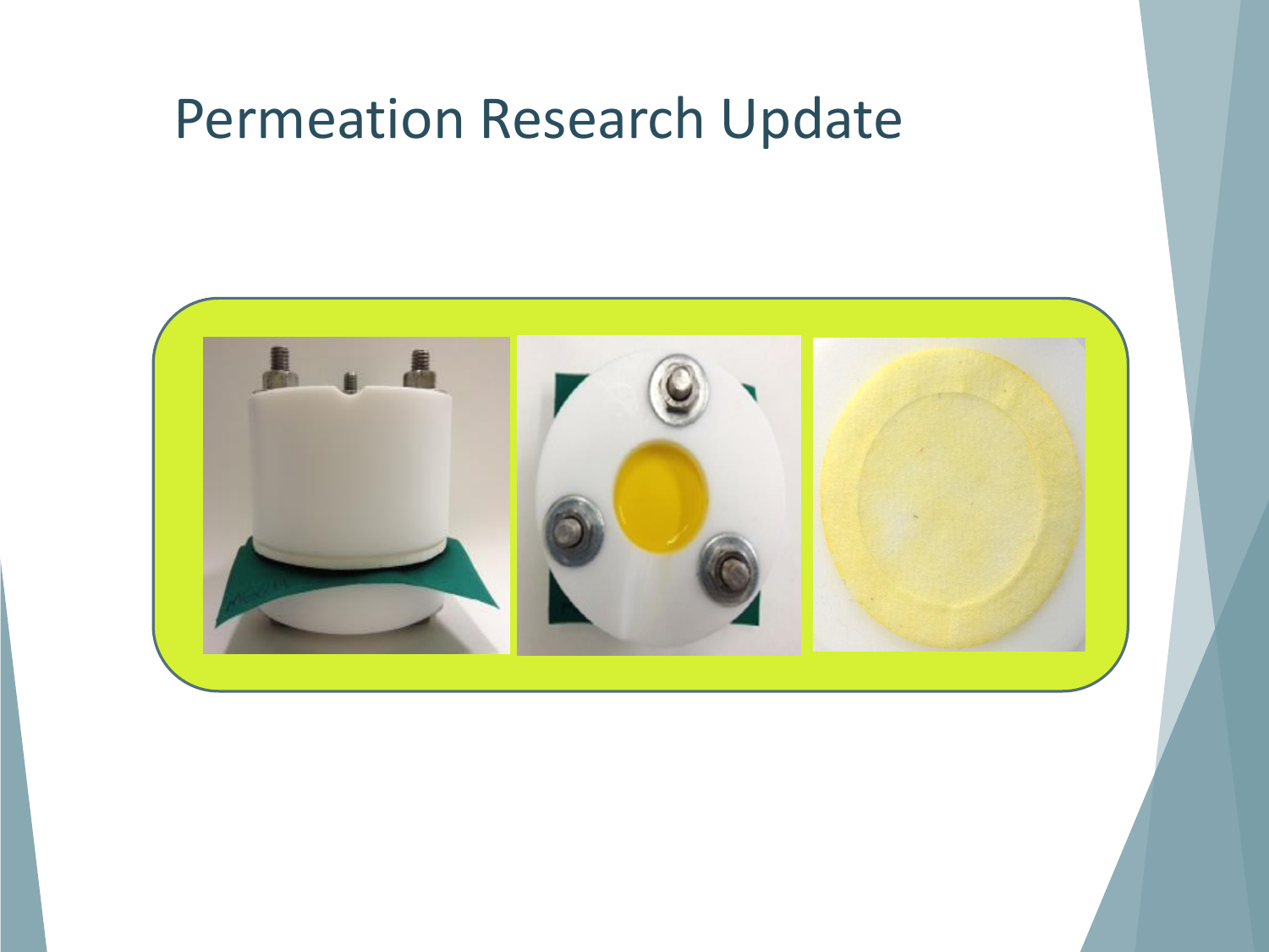# Permeation Research Update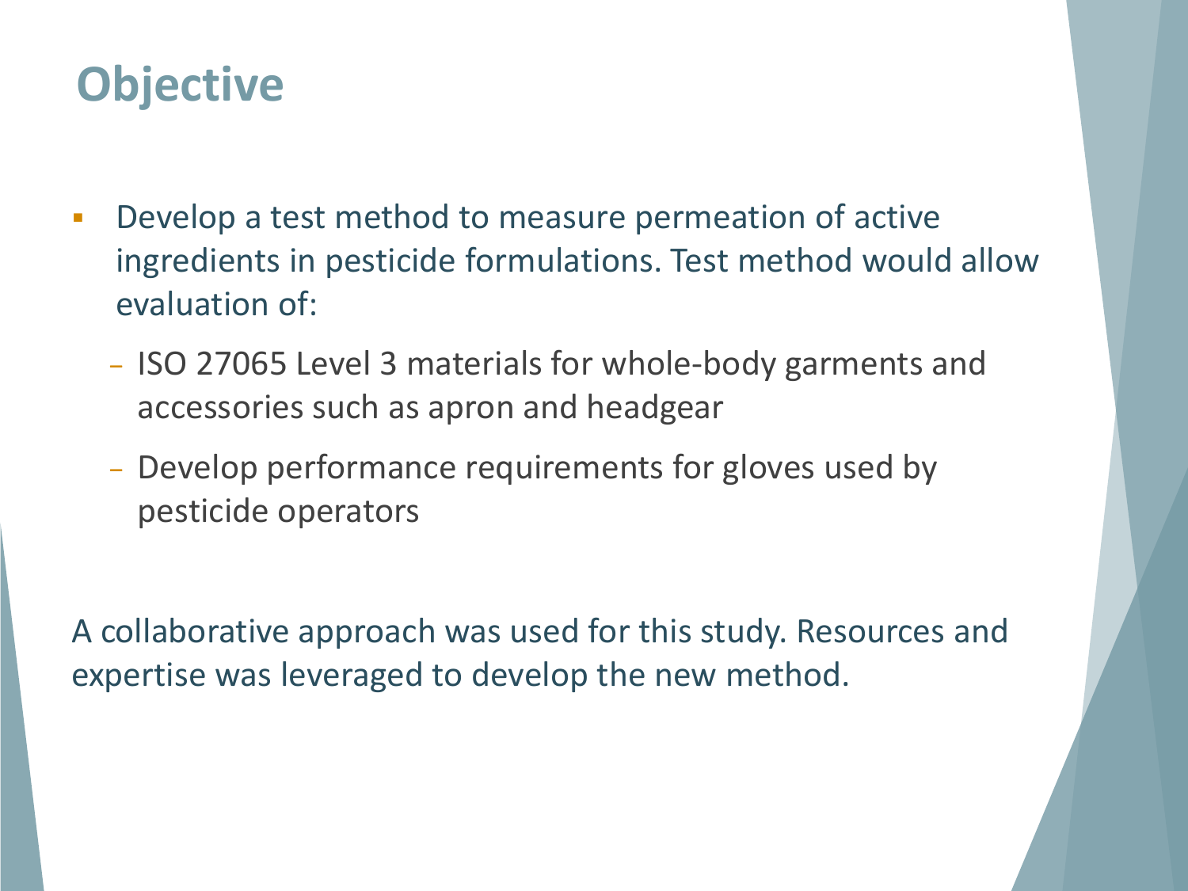# Objective

- Develop a test method to measure permeation of active ingredients in pesticide formulations. Test method would allow evaluation of:
  - ISO 27065 Level 3 materials for whole-body garments and accessories such as apron and headgear
  - Develop performance requirements for gloves used by pesticide operators

A collaborative approach was used for this study. Resources and expertise was leveraged to develop the new method.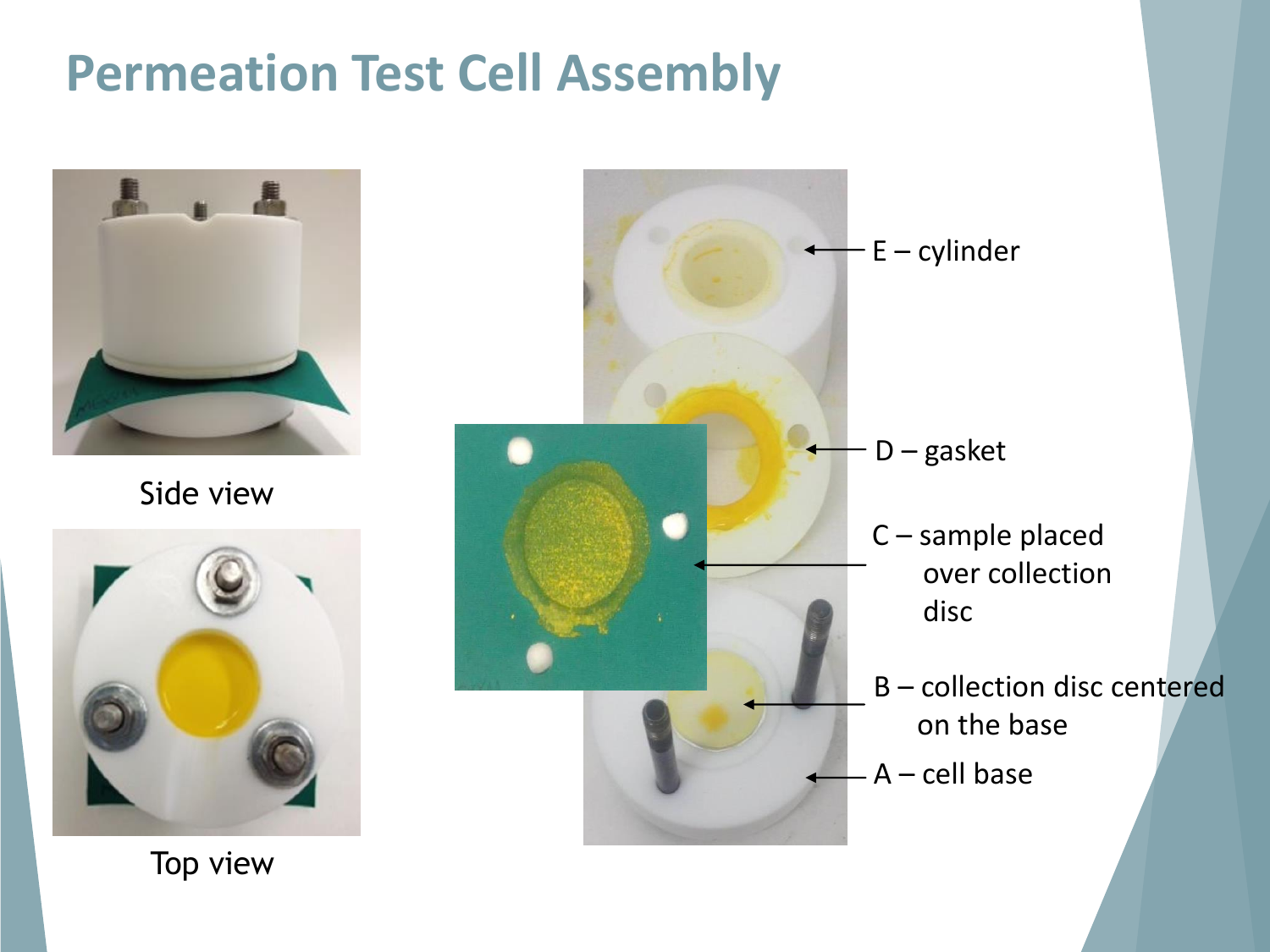# Permeation Test Cell Assembly

Side view

Top view

E – cylinder

D – gasket

C – sample placed over collection disc

B – collection disc centered on the base

A – cell base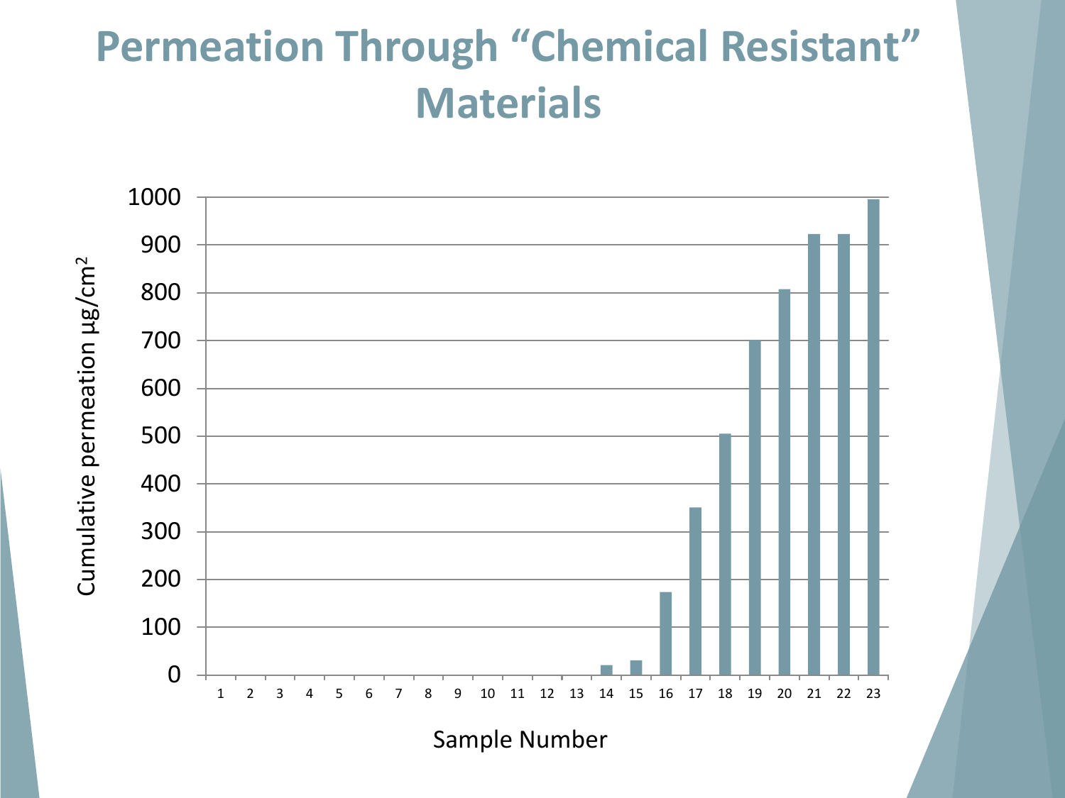# Permeation Through "Chemical Resistant" Materials

Cumulative permeation µg/cm²

Sample Number

| Sample Number | Cumulative permeation µg/cm² |
|---|---|
| 1 | 0 |
| 2 | 0 |
| 3 | 0 |
| 4 | 0 |
| 5 | 0 |
| 6 | 0 |
| 7 | 0 |
| 8 | 0 |
| 9 | 0 |
| 10 | 0 |
| 11 | 0 |
| 12 | 0 |
| 13 | 0 |
| 14 | ~20 |
| 15 | ~30 |
| 16 | ~173 |
| 17 | ~350 |
| 18 | ~505 |
| 19 | ~700 |
| 20 | ~807 |
| 21 | ~922 |
| 22 | ~922 |
| 23 | ~995 |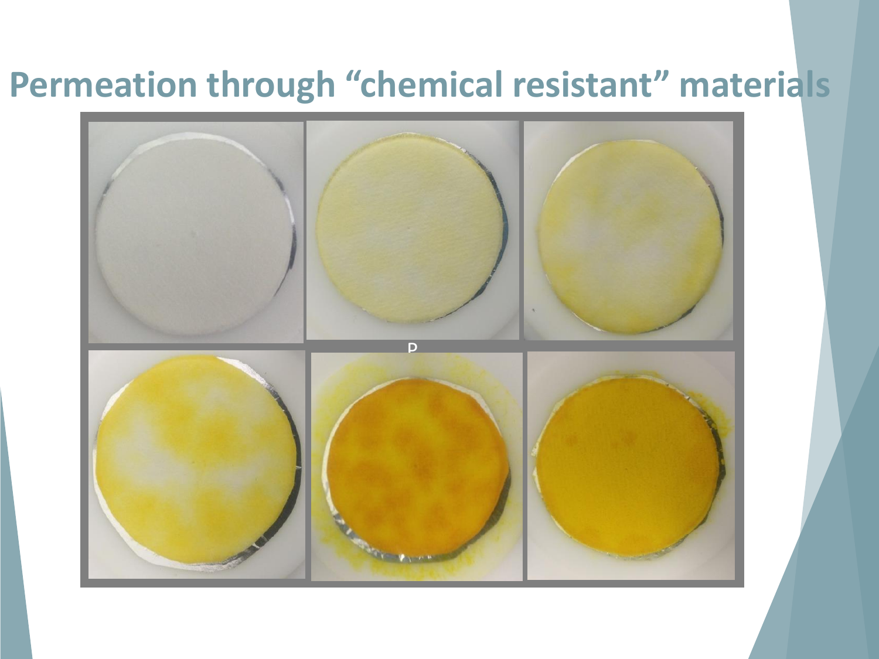# Permeation through "chemical resistant" materials

P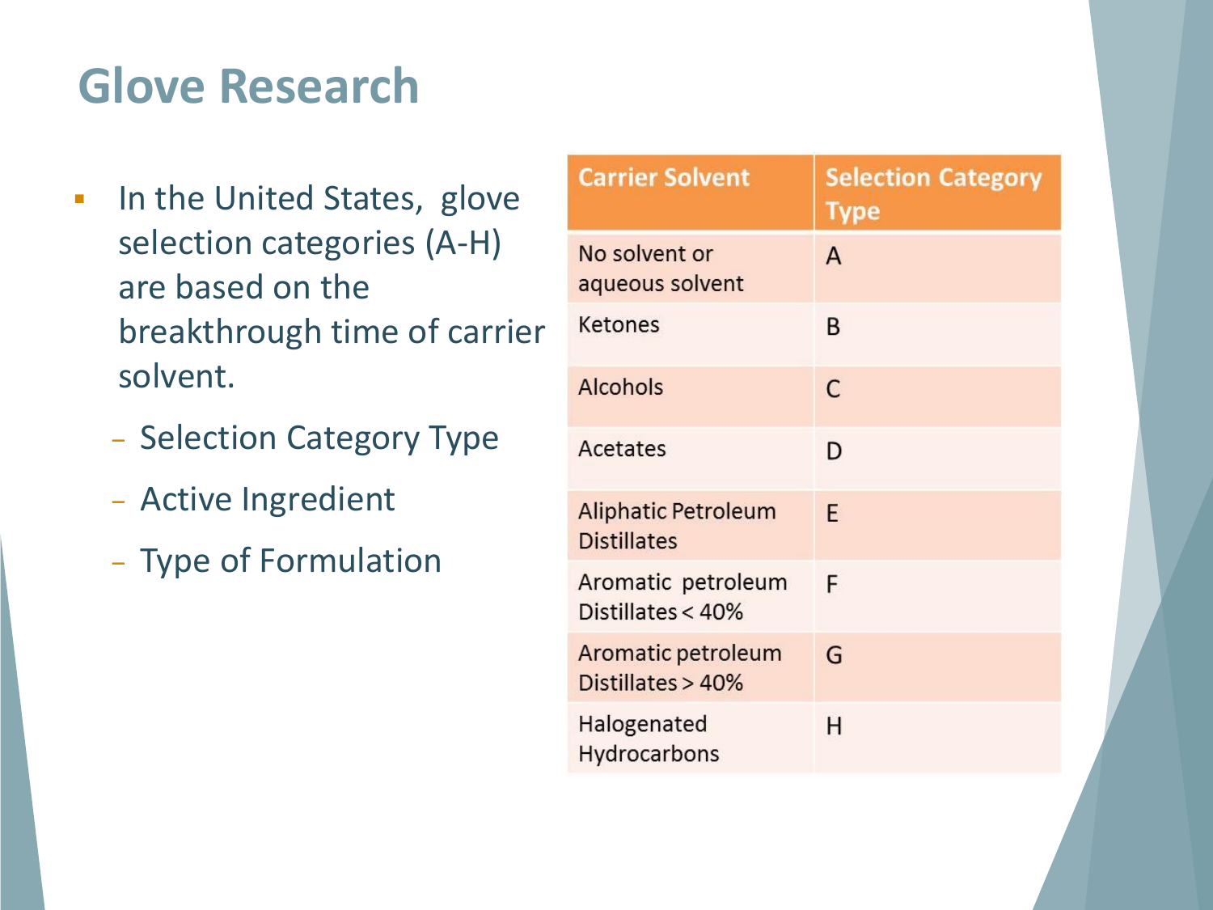# Glove Research

- In the United States, glove selection categories (A-H) are based on the breakthrough time of carrier solvent.
  - Selection Category Type
  - Active Ingredient
  - Type of Formulation

| Carrier Solvent | Selection Category Type |
|---|---|
| No solvent or aqueous solvent | A |
| Ketones | B |
| Alcohols | C |
| Acetates | D |
| Aliphatic Petroleum Distillates | E |
| Aromatic petroleum Distillates < 40% | F |
| Aromatic petroleum Distillates > 40% | G |
| Halogenated Hydrocarbons | H |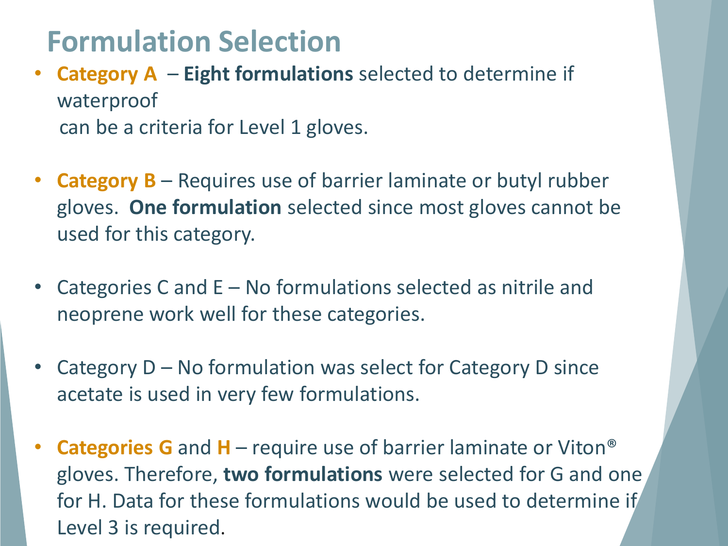# Formulation Selection

- **Category A** – **Eight formulations** selected to determine if waterproof can be a criteria for Level 1 gloves.

- **Category B** – Requires use of barrier laminate or butyl rubber gloves. **One formulation** selected since most gloves cannot be used for this category.

- Categories C and E – No formulations selected as nitrile and neoprene work well for these categories.

- Category D – No formulation was select for Category D since acetate is used in very few formulations.

- **Categories G** and **H** – require use of barrier laminate or Viton® gloves. Therefore, **two formulations** were selected for G and one for H. Data for these formulations would be used to determine if Level 3 is required.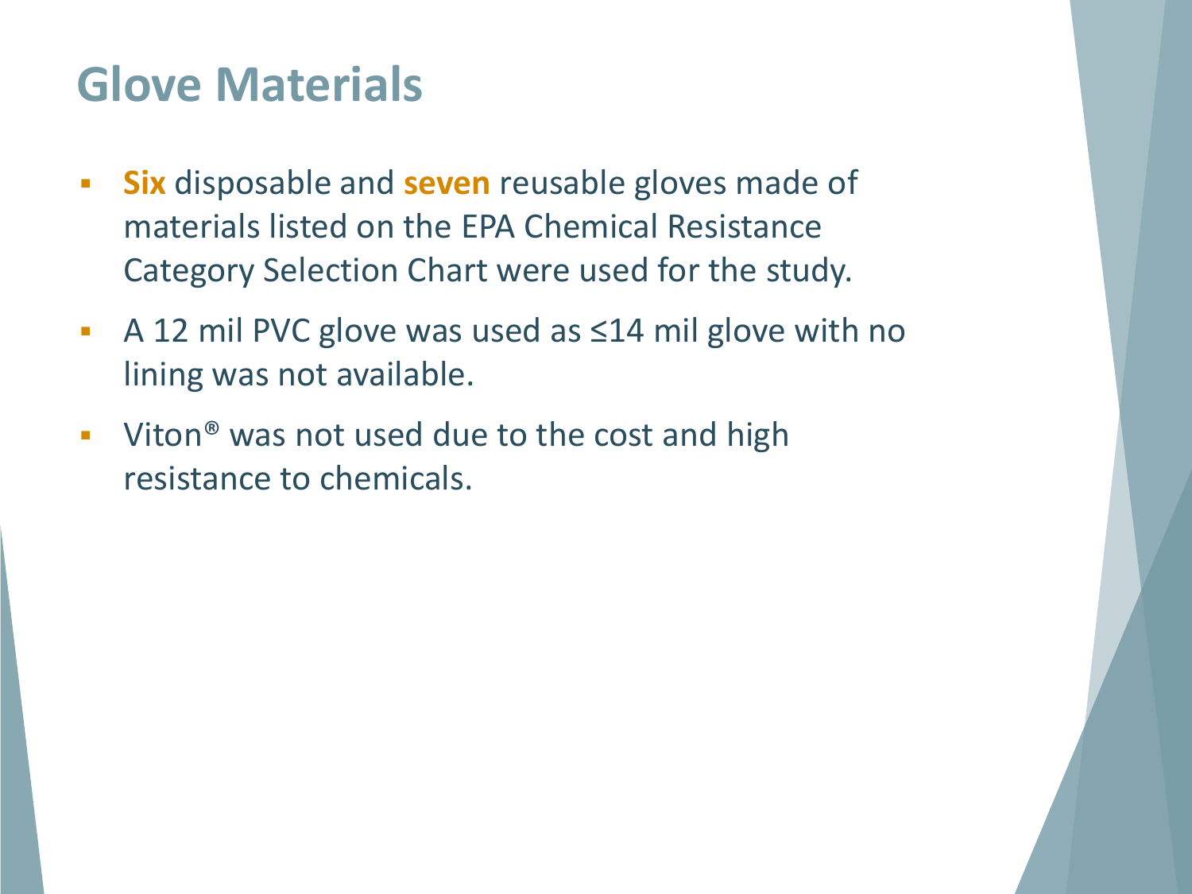# Glove Materials

- **Six** disposable and **seven** reusable gloves made of materials listed on the EPA Chemical Resistance Category Selection Chart were used for the study.
- A 12 mil PVC glove was used as ≤14 mil glove with no lining was not available.
- Viton® was not used due to the cost and high resistance to chemicals.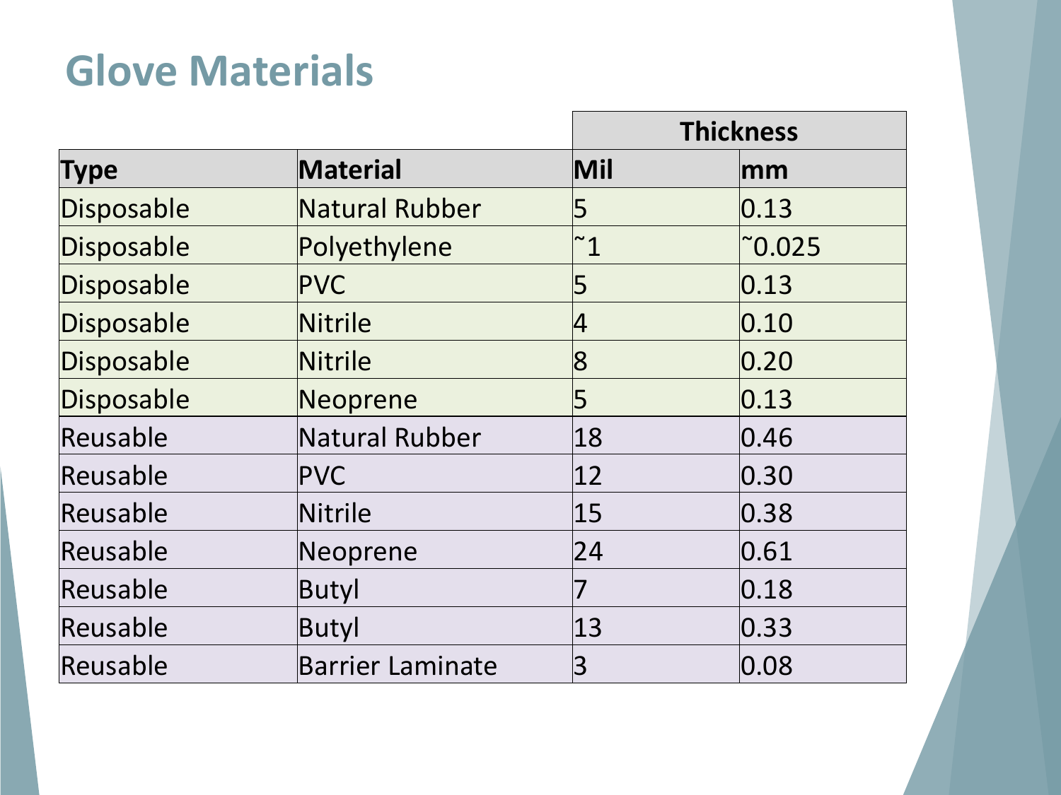# Glove Materials

| | | Thickness | |
|---|---|---|---|
| **Type** | **Material** | **Mil** | **mm** |
| Disposable | Natural Rubber | 5 | 0.13 |
| Disposable | Polyethylene | ˜1 | ˜0.025 |
| Disposable | PVC | 5 | 0.13 |
| Disposable | Nitrile | 4 | 0.10 |
| Disposable | Nitrile | 8 | 0.20 |
| Disposable | Neoprene | 5 | 0.13 |
| Reusable | Natural Rubber | 18 | 0.46 |
| Reusable | PVC | 12 | 0.30 |
| Reusable | Nitrile | 15 | 0.38 |
| Reusable | Neoprene | 24 | 0.61 |
| Reusable | Butyl | 7 | 0.18 |
| Reusable | Butyl | 13 | 0.33 |
| Reusable | Barrier Laminate | 3 | 0.08 |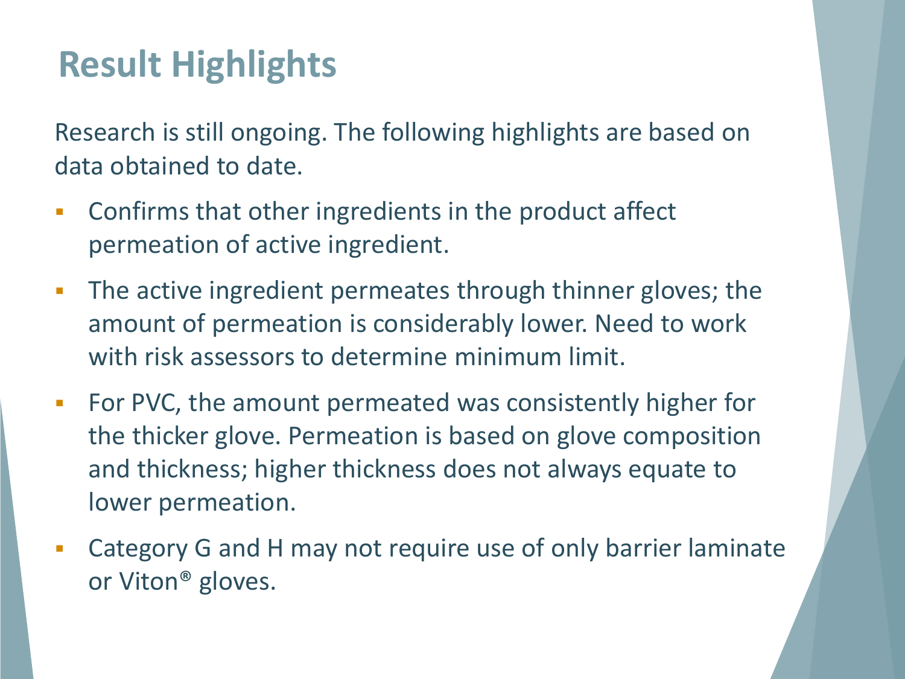# Result Highlights

Research is still ongoing. The following highlights are based on data obtained to date.

- Confirms that other ingredients in the product affect permeation of active ingredient.
- The active ingredient permeates through thinner gloves; the amount of permeation is considerably lower. Need to work with risk assessors to determine minimum limit.
- For PVC, the amount permeated was consistently higher for the thicker glove. Permeation is based on glove composition and thickness; higher thickness does not always equate to lower permeation.
- Category G and H may not require use of only barrier laminate or Viton® gloves.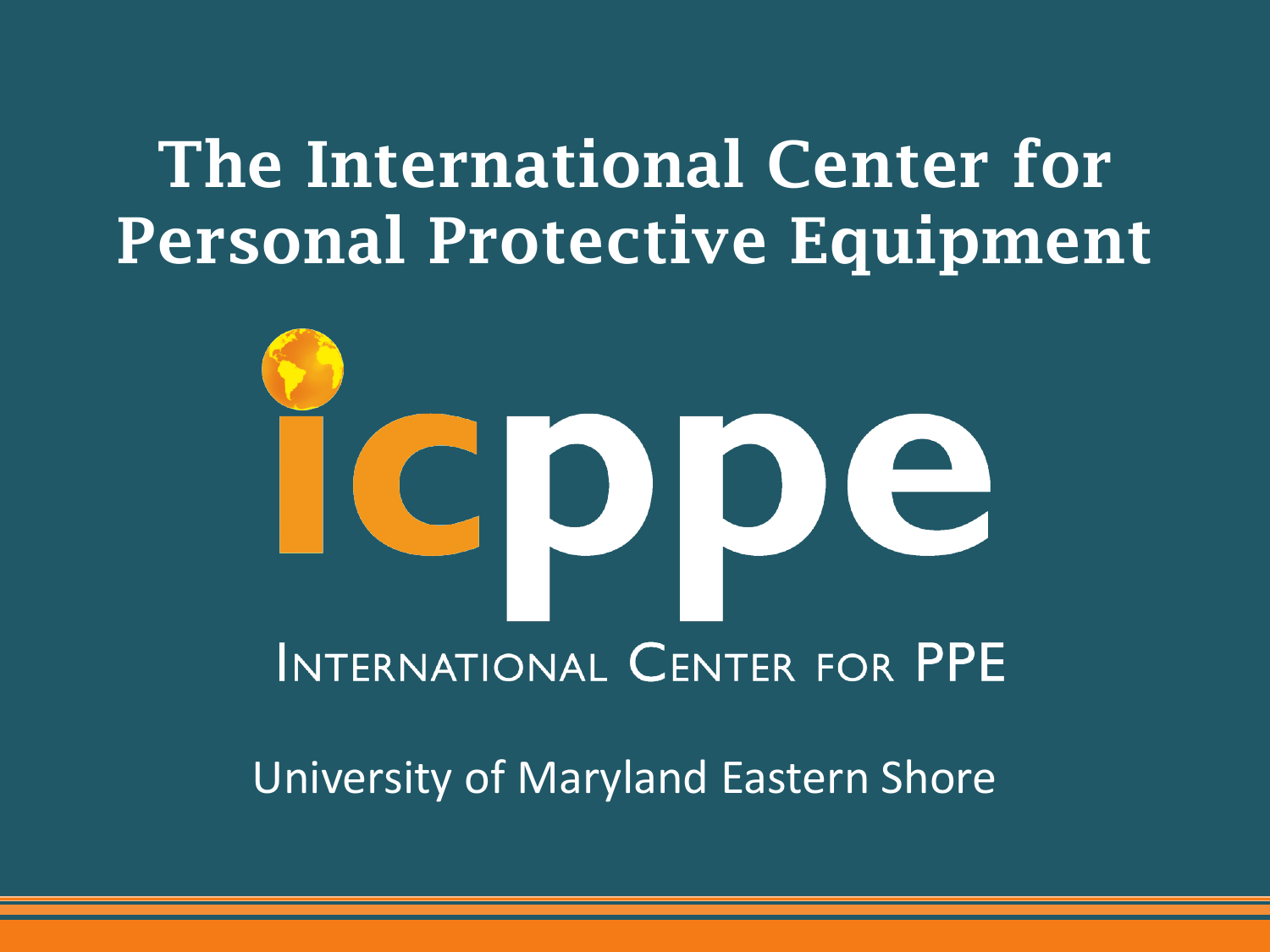# The International Center for Personal Protective Equipment

icppe

INTERNATIONAL CENTER FOR PPE

University of Maryland Eastern Shore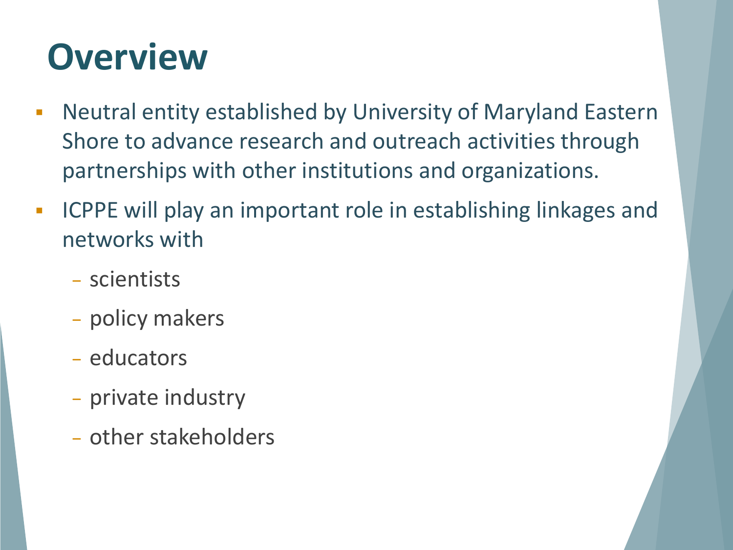# Overview

- Neutral entity established by University of Maryland Eastern Shore to advance research and outreach activities through partnerships with other institutions and organizations.
- ICPPE will play an important role in establishing linkages and networks with
  - scientists
  - policy makers
  - educators
  - private industry
  - other stakeholders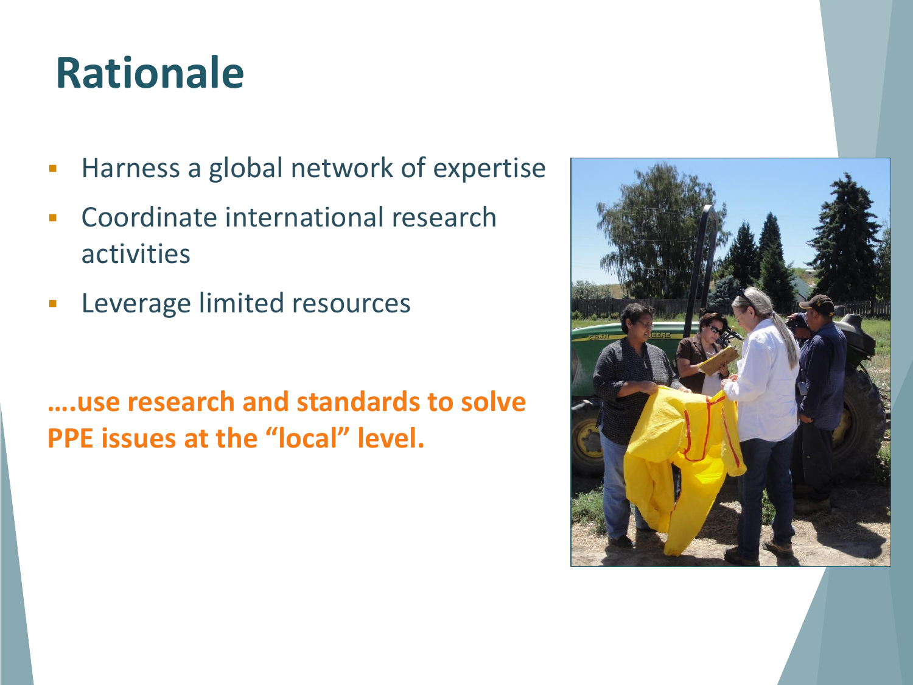# Rationale

- Harness a global network of expertise
- Coordinate international research activities
- Leverage limited resources

**….use research and standards to solve PPE issues at the "local" level.**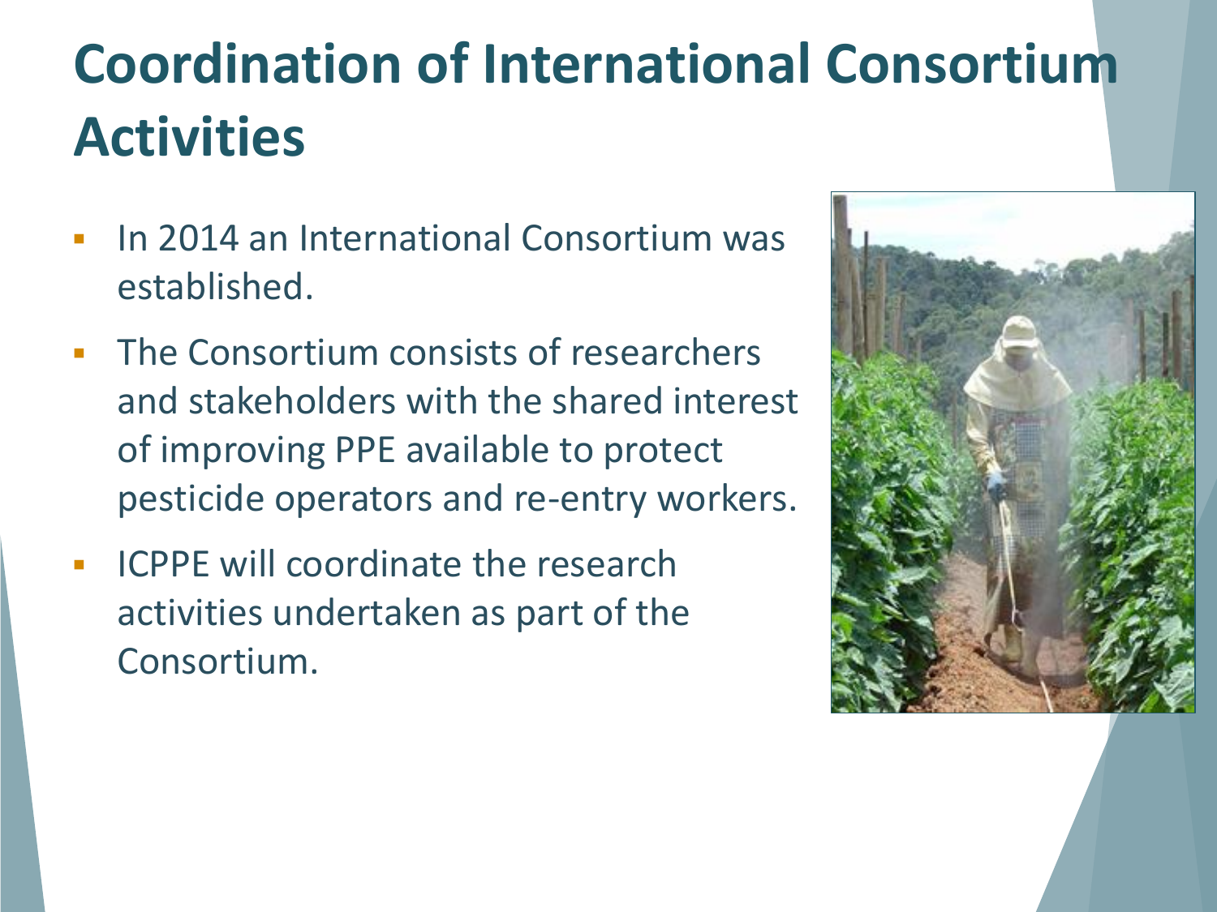# Coordination of International Consortium Activities

- In 2014 an International Consortium was established.
- The Consortium consists of researchers and stakeholders with the shared interest of improving PPE available to protect pesticide operators and re-entry workers.
- ICPPE will coordinate the research activities undertaken as part of the Consortium.